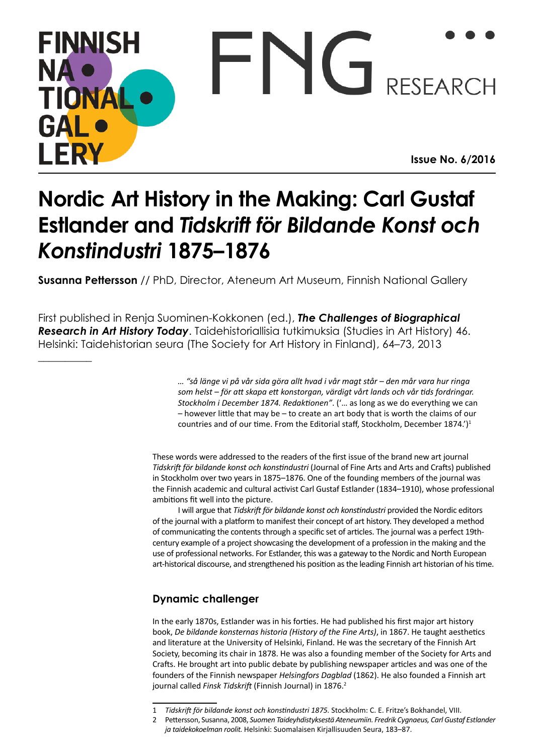# Nordic Art History in the Making: Carl Gustaf Estlander and *Tidskrift för Bildande Konst och Konstindustri* 1875–1876

**Susanna Pettersson** // PhD, Director, Ateneum Art Museum, Finnish National Gallery

First published in Renja Suominen-Kokkonen (ed.), ***The Challenges of Biographical Research in Art History Today***. Taidehistoriallisia tutkimuksia (Studies in Art History) 46. Helsinki: Taidehistorian seura (The Society for Art History in Finland), 64–73, 2013

> *… "så länge vi på vår sida göra allt hvad i vår magt står – den mår vara hur ringa som helst – för att skapa ett konstorgan, värdigt vårt lands och vår tids fordringar. Stockholm i December 1874. Redaktionen"*. ('… as long as we do everything we can – however little that may be – to create an art body that is worth the claims of our countries and of our time. From the Editorial staff, Stockholm, December 1874.')[1]

These words were addressed to the readers of the first issue of the brand new art journal *Tidskrift för bildande konst och konstindustri* (Journal of Fine Arts and Arts and Crafts) published in Stockholm over two years in 1875–1876. One of the founding members of the journal was the Finnish academic and cultural activist Carl Gustaf Estlander (1834–1910), whose professional ambitions fit well into the picture.

I will argue that *Tidskrift för bildande konst och konstindustri* provided the Nordic editors of the journal with a platform to manifest their concept of art history. They developed a method of communicating the contents through a specific set of articles. The journal was a perfect 19th-century example of a project showcasing the development of a profession in the making and the use of professional networks. For Estlander, this was a gateway to the Nordic and North European art-historical discourse, and strengthened his position as the leading Finnish art historian of his time.

## Dynamic challenger

In the early 1870s, Estlander was in his forties. He had published his first major art history book, *De bildande konsternas historia (History of the Fine Arts)*, in 1867. He taught aesthetics and literature at the University of Helsinki, Finland. He was the secretary of the Finnish Art Society, becoming its chair in 1878. He was also a founding member of the Society for Arts and Crafts. He brought art into public debate by publishing newspaper articles and was one of the founders of the Finnish newspaper *Helsingfors Dagblad* (1862). He also founded a Finnish art journal called *Finsk Tidskrift* (Finnish Journal) in 1876.[2]

---

1 *Tidskrift för bildande konst och konstindustri 1875.* Stockholm: C. E. Fritze's Bokhandel, VIII.

2 Pettersson, Susanna, 2008, *Suomen Taideyhdistyksestä Ateneumiin. Fredrik Cygnaeus, Carl Gustaf Estlander ja taidekokoelman roolit.* Helsinki: Suomalaisen Kirjallisuuden Seura, 183–87.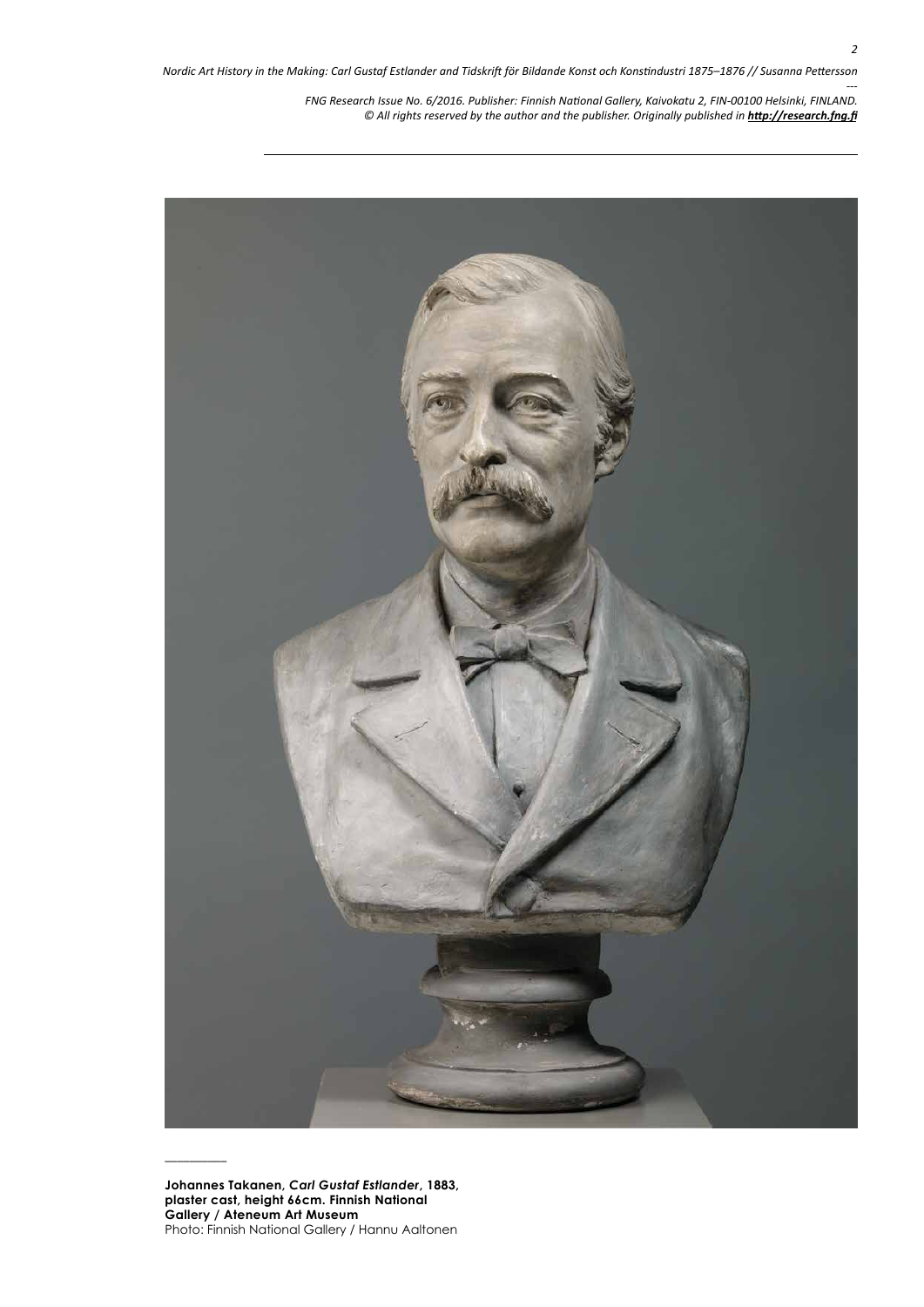**Johannes Takanen, *Carl Gustaf Estlander*, 1883, plaster cast, height 66cm. Finnish National Gallery / Ateneum Art Museum**
Photo: Finnish National Gallery / Hannu Aaltonen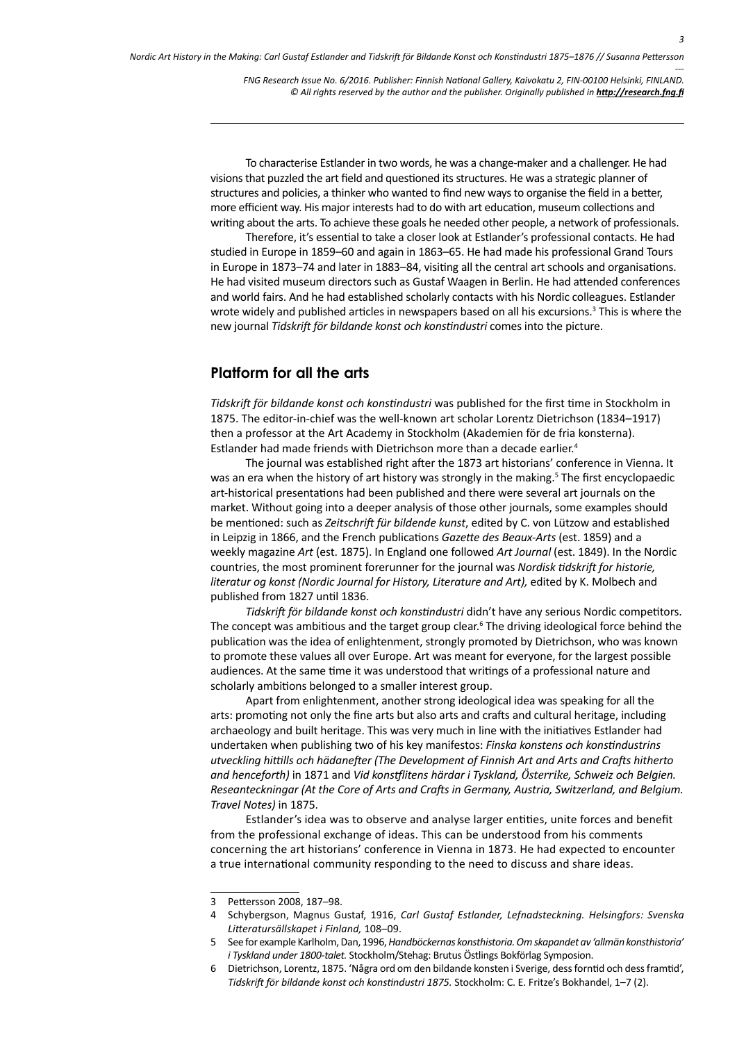To characterise Estlander in two words, he was a change-maker and a challenger. He had visions that puzzled the art field and questioned its structures. He was a strategic planner of structures and policies, a thinker who wanted to find new ways to organise the field in a better, more efficient way. His major interests had to do with art education, museum collections and writing about the arts. To achieve these goals he needed other people, a network of professionals.

Therefore, it's essential to take a closer look at Estlander's professional contacts. He had studied in Europe in 1859–60 and again in 1863–65. He had made his professional Grand Tours in Europe in 1873–74 and later in 1883–84, visiting all the central art schools and organisations. He had visited museum directors such as Gustaf Waagen in Berlin. He had attended conferences and world fairs. And he had established scholarly contacts with his Nordic colleagues. Estlander wrote widely and published articles in newspapers based on all his excursions.[3] This is where the new journal *Tidskrift för bildande konst och konstindustri* comes into the picture.

## Platform for all the arts

*Tidskrift för bildande konst och konstindustri* was published for the first time in Stockholm in 1875. The editor-in-chief was the well-known art scholar Lorentz Dietrichson (1834–1917) then a professor at the Art Academy in Stockholm (Akademien för de fria konsterna). Estlander had made friends with Dietrichson more than a decade earlier.[4]

The journal was established right after the 1873 art historians' conference in Vienna. It was an era when the history of art history was strongly in the making.[5] The first encyclopaedic art-historical presentations had been published and there were several art journals on the market. Without going into a deeper analysis of those other journals, some examples should be mentioned: such as *Zeitschrift für bildende kunst*, edited by C. von Lützow and established in Leipzig in 1866, and the French publications *Gazette des Beaux-Arts* (est. 1859) and a weekly magazine *Art* (est. 1875). In England one followed *Art Journal* (est. 1849). In the Nordic countries, the most prominent forerunner for the journal was *Nordisk tidskrift for historie, literatur og konst (Nordic Journal for History, Literature and Art),* edited by K. Molbech and published from 1827 until 1836.

*Tidskrift för bildande konst och konstindustri* didn't have any serious Nordic competitors. The concept was ambitious and the target group clear.[6] The driving ideological force behind the publication was the idea of enlightenment, strongly promoted by Dietrichson, who was known to promote these values all over Europe. Art was meant for everyone, for the largest possible audiences. At the same time it was understood that writings of a professional nature and scholarly ambitions belonged to a smaller interest group.

Apart from enlightenment, another strong ideological idea was speaking for all the arts: promoting not only the fine arts but also arts and crafts and cultural heritage, including archaeology and built heritage. This was very much in line with the initiatives Estlander had undertaken when publishing two of his key manifestos: *Finska konstens och konstindustrins utveckling hitills och hädanefter (The Development of Finnish Art and Arts and Crafts hitherto and henceforth)* in 1871 and *Vid konstflitens härdar i Tyskland, Österrike, Schweiz och Belgien. Reseanteckningar (At the Core of Arts and Crafts in Germany, Austria, Switzerland, and Belgium. Travel Notes)* in 1875.

Estlander's idea was to observe and analyse larger entities, unite forces and benefit from the professional exchange of ideas. This can be understood from his comments concerning the art historians' conference in Vienna in 1873. He had expected to encounter a true international community responding to the need to discuss and share ideas.

---

3 Pettersson 2008, 187–98.

4 Schybergson, Magnus Gustaf, 1916, *Carl Gustaf Estlander, Lefnadsteckning. Helsingfors: Svenska Litteratursällskapet i Finland,* 108–09.

5 See for example Karlholm, Dan, 1996, *Handböckernas konsthistoria. Om skapandet av 'allmän konsthistoria' i Tyskland under 1800-talet.* Stockholm/Stehag: Brutus Östlings Bokförlag Symposion.

6 Dietrichson, Lorentz, 1875. 'Några ord om den bildande konsten i Sverige, dess forntid och dess framtid', *Tidskrift för bildande konst och konstindustri 1875.* Stockholm: C. E. Fritze's Bokhandel, 1–7 (2).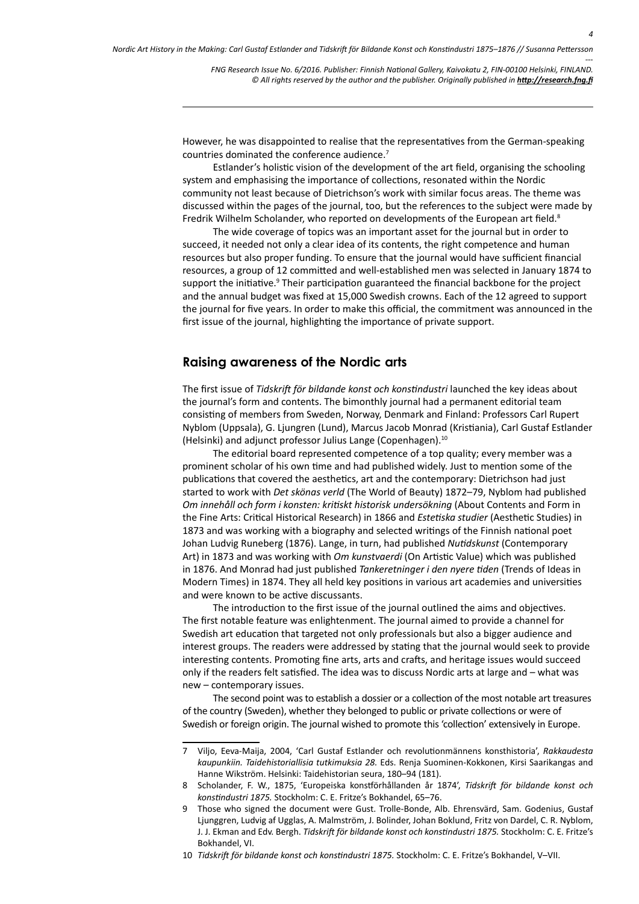However, he was disappointed to realise that the representatives from the German-speaking countries dominated the conference audience.[7]

Estlander's holistic vision of the development of the art field, organising the schooling system and emphasising the importance of collections, resonated within the Nordic community not least because of Dietrichson's work with similar focus areas. The theme was discussed within the pages of the journal, too, but the references to the subject were made by Fredrik Wilhelm Scholander, who reported on developments of the European art field.[8]

The wide coverage of topics was an important asset for the journal but in order to succeed, it needed not only a clear idea of its contents, the right competence and human resources but also proper funding. To ensure that the journal would have sufficient financial resources, a group of 12 committed and well-established men was selected in January 1874 to support the initiative.[9] Their participation guaranteed the financial backbone for the project and the annual budget was fixed at 15,000 Swedish crowns. Each of the 12 agreed to support the journal for five years. In order to make this official, the commitment was announced in the first issue of the journal, highlighting the importance of private support.

## Raising awareness of the Nordic arts

The first issue of *Tidskrift för bildande konst och konstindustri* launched the key ideas about the journal's form and contents. The bimonthly journal had a permanent editorial team consisting of members from Sweden, Norway, Denmark and Finland: Professors Carl Rupert Nyblom (Uppsala), G. Ljungren (Lund), Marcus Jacob Monrad (Kristiania), Carl Gustaf Estlander (Helsinki) and adjunct professor Julius Lange (Copenhagen).[10]

The editorial board represented competence of a top quality; every member was a prominent scholar of his own time and had published widely. Just to mention some of the publications that covered the aesthetics, art and the contemporary: Dietrichson had just started to work with *Det skönas verld* (The World of Beauty) 1872–79, Nyblom had published *Om innehåll och form i konsten: kritiskt historisk undersökning* (About Contents and Form in the Fine Arts: Critical Historical Research) in 1866 and *Estetiska studier* (Aesthetic Studies) in 1873 and was working with a biography and selected writings of the Finnish national poet Johan Ludvig Runeberg (1876). Lange, in turn, had published *Nutidskunst* (Contemporary Art) in 1873 and was working with *Om kunstvaerdi* (On Artistic Value) which was published in 1876. And Monrad had just published *Tankeretninger i den nyere tiden* (Trends of Ideas in Modern Times) in 1874. They all held key positions in various art academies and universities and were known to be active discussants.

The introduction to the first issue of the journal outlined the aims and objectives. The first notable feature was enlightenment. The journal aimed to provide a channel for Swedish art education that targeted not only professionals but also a bigger audience and interest groups. The readers were addressed by stating that the journal would seek to provide interesting contents. Promoting fine arts, arts and crafts, and heritage issues would succeed only if the readers felt satisfied. The idea was to discuss Nordic arts at large and – what was new – contemporary issues.

The second point was to establish a dossier or a collection of the most notable art treasures of the country (Sweden), whether they belonged to public or private collections or were of Swedish or foreign origin. The journal wished to promote this 'collection' extensively in Europe.

---

7 Viljo, Eeva-Maija, 2004, 'Carl Gustaf Estlander och revolutionmännens konsthistoria', *Rakkaudesta kaupunkiin. Taidehistoriallisia tutkimuksia 28.* Eds. Renja Suominen-Kokkonen, Kirsi Saarikangas and Hanne Wikström. Helsinki: Taidehistorian seura, 180–94 (181).

8 Scholander, F. W., 1875, 'Europeiska konstförhållanden år 1874', *Tidskrift för bildande konst och konstindustri 1875.* Stockholm: C. E. Fritze's Bokhandel, 65–76.

9 Those who signed the document were Gust. Trolle-Bonde, Alb. Ehrensvärd, Sam. Godenius, Gustaf Ljunggren, Ludvig af Ugglas, A. Malmström, J. Bolinder, Johan Boklund, Fritz von Dardel, C. R. Nyblom, J. J. Ekman and Edv. Bergh. *Tidskrift för bildande konst och konstindustri 1875.* Stockholm: C. E. Fritze's Bokhandel, VI.

10 *Tidskrift för bildande konst och konstindustri 1875.* Stockholm: C. E. Fritze's Bokhandel, V–VII.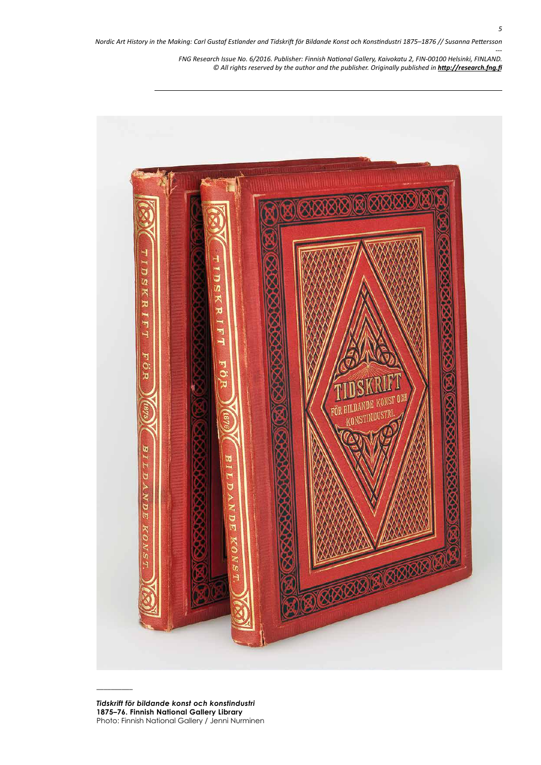*Tidskrift för bildande konst och konstindustri*
**1875–76. Finnish National Gallery Library**
Photo: Finnish National Gallery / Jenni Nurminen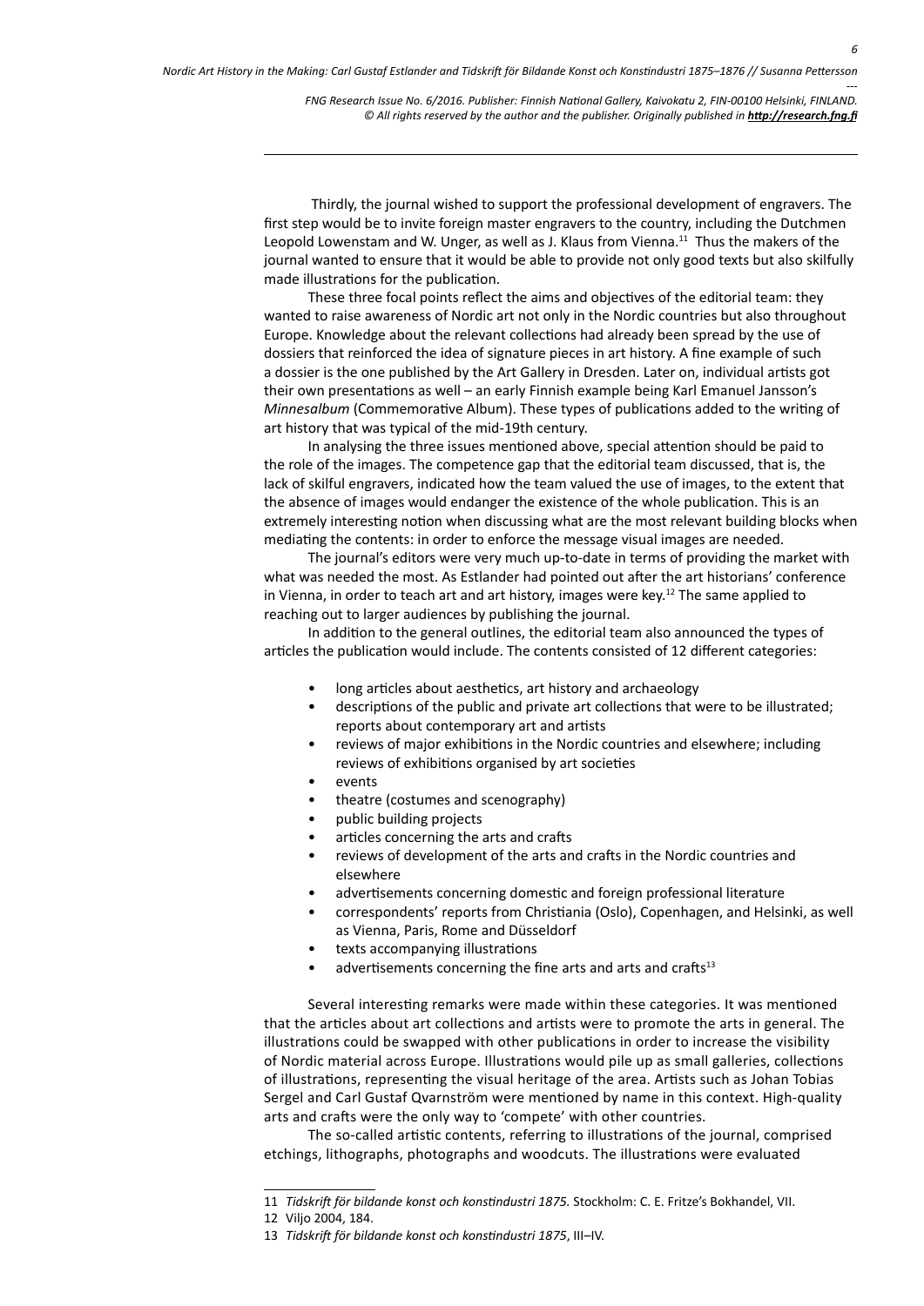Thirdly, the journal wished to support the professional development of engravers. The first step would be to invite foreign master engravers to the country, including the Dutchmen Leopold Lowenstam and W. Unger, as well as J. Klaus from Vienna.[11] Thus the makers of the journal wanted to ensure that it would be able to provide not only good texts but also skilfully made illustrations for the publication.

These three focal points reflect the aims and objectives of the editorial team: they wanted to raise awareness of Nordic art not only in the Nordic countries but also throughout Europe. Knowledge about the relevant collections had already been spread by the use of dossiers that reinforced the idea of signature pieces in art history. A fine example of such a dossier is the one published by the Art Gallery in Dresden. Later on, individual artists got their own presentations as well – an early Finnish example being Karl Emanuel Jansson's *Minnesalbum* (Commemorative Album). These types of publications added to the writing of art history that was typical of the mid-19th century.

In analysing the three issues mentioned above, special attention should be paid to the role of the images. The competence gap that the editorial team discussed, that is, the lack of skilful engravers, indicated how the team valued the use of images, to the extent that the absence of images would endanger the existence of the whole publication. This is an extremely interesting notion when discussing what are the most relevant building blocks when mediating the contents: in order to enforce the message visual images are needed.

The journal's editors were very much up-to-date in terms of providing the market with what was needed the most. As Estlander had pointed out after the art historians' conference in Vienna, in order to teach art and art history, images were key.[12] The same applied to reaching out to larger audiences by publishing the journal.

In addition to the general outlines, the editorial team also announced the types of articles the publication would include. The contents consisted of 12 different categories:

- long articles about aesthetics, art history and archaeology
- descriptions of the public and private art collections that were to be illustrated; reports about contemporary art and artists
- reviews of major exhibitions in the Nordic countries and elsewhere; including reviews of exhibitions organised by art societies
- events
- theatre (costumes and scenography)
- public building projects
- articles concerning the arts and crafts
- reviews of development of the arts and crafts in the Nordic countries and elsewhere
- advertisements concerning domestic and foreign professional literature
- correspondents' reports from Christiania (Oslo), Copenhagen, and Helsinki, as well as Vienna, Paris, Rome and Düsseldorf
- texts accompanying illustrations
- advertisements concerning the fine arts and arts and crafts[13]

Several interesting remarks were made within these categories. It was mentioned that the articles about art collections and artists were to promote the arts in general. The illustrations could be swapped with other publications in order to increase the visibility of Nordic material across Europe. Illustrations would pile up as small galleries, collections of illustrations, representing the visual heritage of the area. Artists such as Johan Tobias Sergel and Carl Gustaf Qvarnström were mentioned by name in this context. High-quality arts and crafts were the only way to 'compete' with other countries.

The so-called artistic contents, referring to illustrations of the journal, comprised etchings, lithographs, photographs and woodcuts. The illustrations were evaluated

---

11 *Tidskrift för bildande konst och konstindustri 1875.* Stockholm: C. E. Fritze's Bokhandel, VII.

12 Viljo 2004, 184.

13 *Tidskrift för bildande konst och konstindustri 1875*, III–IV.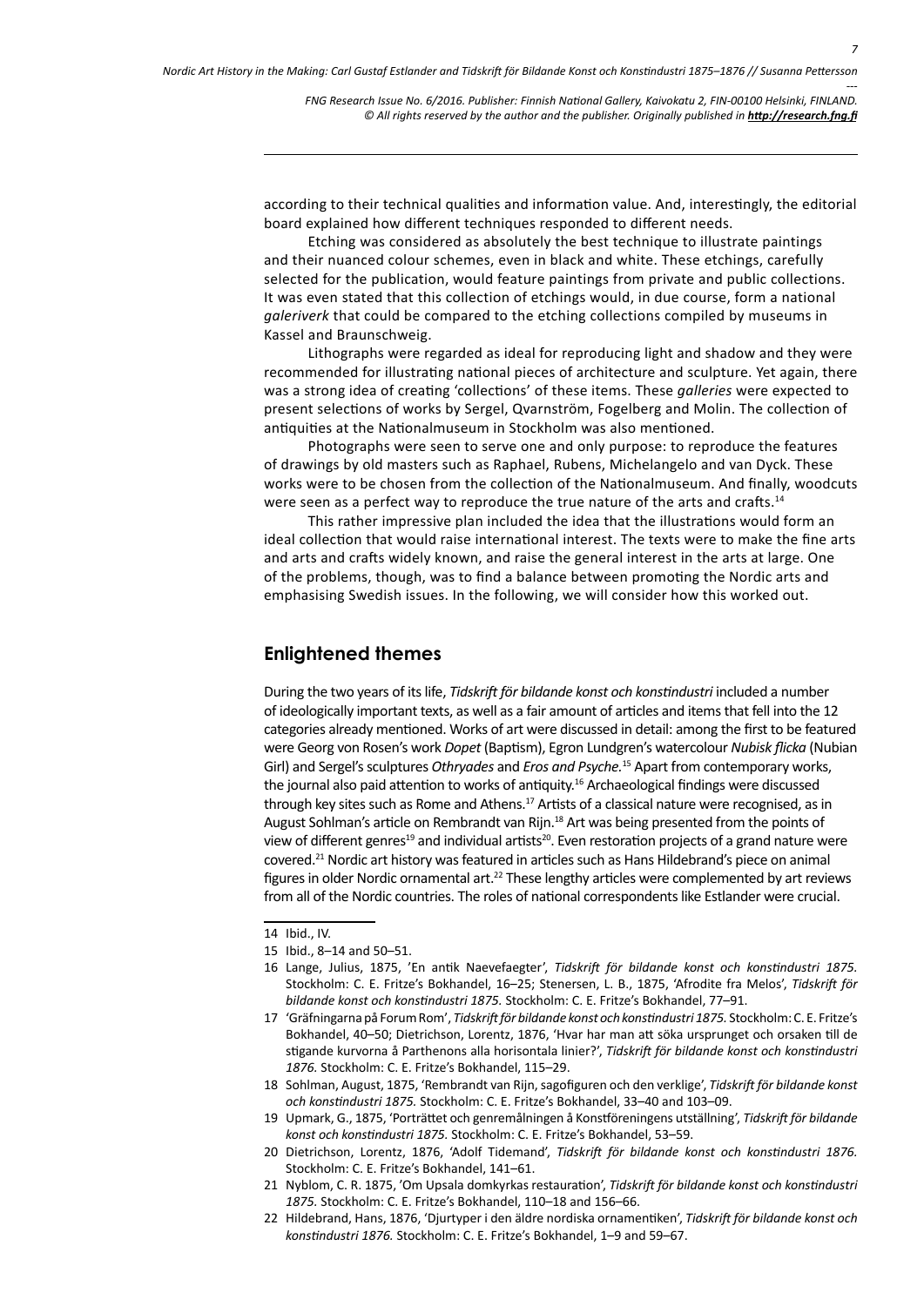according to their technical qualities and information value. And, interestingly, the editorial board explained how different techniques responded to different needs.

Etching was considered as absolutely the best technique to illustrate paintings and their nuanced colour schemes, even in black and white. These etchings, carefully selected for the publication, would feature paintings from private and public collections. It was even stated that this collection of etchings would, in due course, form a national *galeriverk* that could be compared to the etching collections compiled by museums in Kassel and Braunschweig.

Lithographs were regarded as ideal for reproducing light and shadow and they were recommended for illustrating national pieces of architecture and sculpture. Yet again, there was a strong idea of creating 'collections' of these items. These *galleries* were expected to present selections of works by Sergel, Qvarnström, Fogelberg and Molin. The collection of antiquities at the Nationalmuseum in Stockholm was also mentioned.

Photographs were seen to serve one and only purpose: to reproduce the features of drawings by old masters such as Raphael, Rubens, Michelangelo and van Dyck. These works were to be chosen from the collection of the Nationalmuseum. And finally, woodcuts were seen as a perfect way to reproduce the true nature of the arts and crafts.[14]

This rather impressive plan included the idea that the illustrations would form an ideal collection that would raise international interest. The texts were to make the fine arts and arts and crafts widely known, and raise the general interest in the arts at large. One of the problems, though, was to find a balance between promoting the Nordic arts and emphasising Swedish issues. In the following, we will consider how this worked out.

## Enlightened themes

During the two years of its life, *Tidskrift för bildande konst och konstindustri* included a number of ideologically important texts, as well as a fair amount of articles and items that fell into the 12 categories already mentioned. Works of art were discussed in detail: among the first to be featured were Georg von Rosen's work *Dopet* (Baptism), Egron Lundgren's watercolour *Nubisk flicka* (Nubian Girl) and Sergel's sculptures *Othryades* and *Eros and Psyche.*[15] Apart from contemporary works, the journal also paid attention to works of antiquity.[16] Archaeological findings were discussed through key sites such as Rome and Athens.[17] Artists of a classical nature were recognised, as in August Sohlman's article on Rembrandt van Rijn.[18] Art was being presented from the points of view of different genres[19] and individual artists[20]. Even restoration projects of a grand nature were covered.[21] Nordic art history was featured in articles such as Hans Hildebrand's piece on animal figures in older Nordic ornamental art.[22] These lengthy articles were complemented by art reviews from all of the Nordic countries. The roles of national correspondents like Estlander were crucial.

---

14 Ibid., IV.

15 Ibid., 8–14 and 50–51.

16 Lange, Julius, 1875, 'En antik Naevefaegter', *Tidskrift för bildande konst och konstindustri 1875.* Stockholm: C. E. Fritze's Bokhandel, 16–25; Stenersen, L. B., 1875, 'Afrodite fra Melos', *Tidskrift för bildande konst och konstindustri 1875.* Stockholm: C. E. Fritze's Bokhandel, 77–91.

17 'Gräfningarna på Forum Rom', *Tidskrift för bildande konst och konstindustri 1875.* Stockholm: C. E. Fritze's Bokhandel, 40–50; Dietrichson, Lorentz, 1876, 'Hvar har man att söka ursprunget och orsaken till de stigande kurvorna å Parthenons alla horisontala linier?', *Tidskrift för bildande konst och konstindustri 1876.* Stockholm: C. E. Fritze's Bokhandel, 115–29.

18 Sohlman, August, 1875, 'Rembrandt van Rijn, sagofiguren och den verklige', *Tidskrift för bildande konst och konstindustri 1875.* Stockholm: C. E. Fritze's Bokhandel, 33–40 and 103–09.

19 Upmark, G., 1875, 'Porträttet och genremålningen å Konstföreningens utställning', *Tidskrift för bildande konst och konstindustri 1875.* Stockholm: C. E. Fritze's Bokhandel, 53–59.

20 Dietrichson, Lorentz, 1876, 'Adolf Tidemand', *Tidskrift för bildande konst och konstindustri 1876.* Stockholm: C. E. Fritze's Bokhandel, 141–61.

21 Nyblom, C. R. 1875, 'Om Upsala domkyrkas restauration', *Tidskrift för bildande konst och konstindustri 1875.* Stockholm: C. E. Fritze's Bokhandel, 110–18 and 156–66.

22 Hildebrand, Hans, 1876, 'Djurtyper i den äldre nordiska ornamentiken', *Tidskrift för bildande konst och konstindustri 1876.* Stockholm: C. E. Fritze's Bokhandel, 1–9 and 59–67.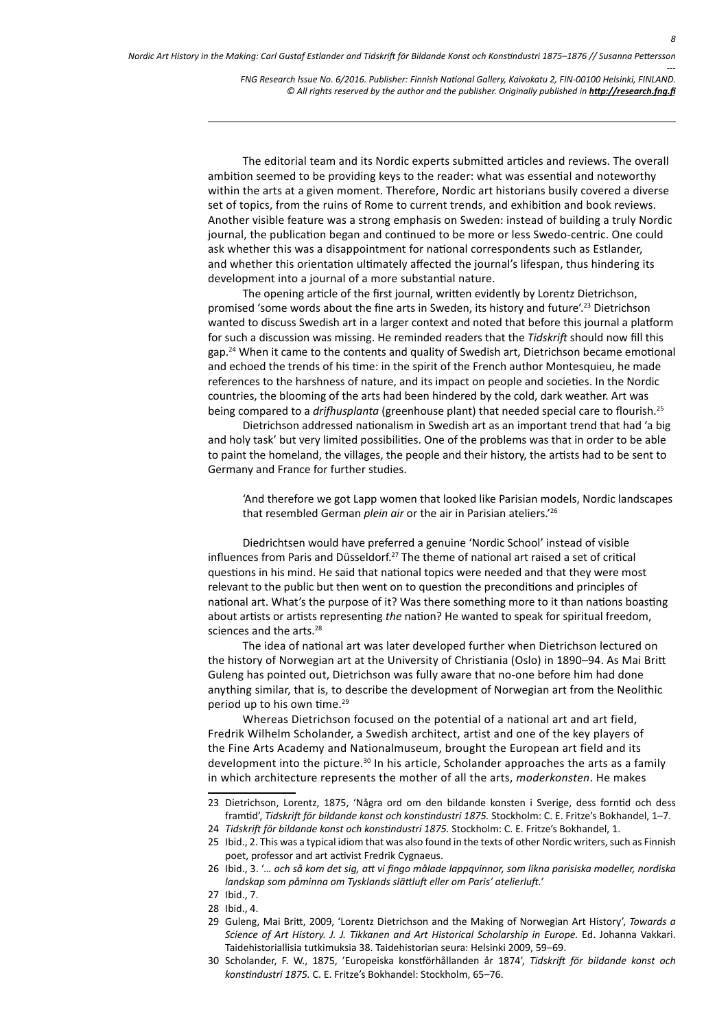The editorial team and its Nordic experts submitted articles and reviews. The overall ambition seemed to be providing keys to the reader: what was essential and noteworthy within the arts at a given moment. Therefore, Nordic art historians busily covered a diverse set of topics, from the ruins of Rome to current trends, and exhibition and book reviews. Another visible feature was a strong emphasis on Sweden: instead of building a truly Nordic journal, the publication began and continued to be more or less Swedo-centric. One could ask whether this was a disappointment for national correspondents such as Estlander, and whether this orientation ultimately affected the journal's lifespan, thus hindering its development into a journal of a more substantial nature.

The opening article of the first journal, written evidently by Lorentz Dietrichson, promised 'some words about the fine arts in Sweden, its history and future'.[23] Dietrichson wanted to discuss Swedish art in a larger context and noted that before this journal a platform for such a discussion was missing. He reminded readers that the *Tidskrift* should now fill this gap.[24] When it came to the contents and quality of Swedish art, Dietrichson became emotional and echoed the trends of his time: in the spirit of the French author Montesquieu, he made references to the harshness of nature, and its impact on people and societies. In the Nordic countries, the blooming of the arts had been hindered by the cold, dark weather. Art was being compared to a *drifhusplanta* (greenhouse plant) that needed special care to flourish.[25]

Dietrichson addressed nationalism in Swedish art as an important trend that had 'a big and holy task' but very limited possibilities. One of the problems was that in order to be able to paint the homeland, the villages, the people and their history, the artists had to be sent to Germany and France for further studies.

> 'And therefore we got Lapp women that looked like Parisian models, Nordic landscapes that resembled German *plein air* or the air in Parisian ateliers.'[26]

Diedrichtsen would have preferred a genuine 'Nordic School' instead of visible influences from Paris and Düsseldorf.[27] The theme of national art raised a set of critical questions in his mind. He said that national topics were needed and that they were most relevant to the public but then went on to question the preconditions and principles of national art. What's the purpose of it? Was there something more to it than nations boasting about artists or artists representing *the* nation? He wanted to speak for spiritual freedom, sciences and the arts.[28]

The idea of national art was later developed further when Dietrichson lectured on the history of Norwegian art at the University of Christiania (Oslo) in 1890–94. As Mai Britt Guleng has pointed out, Dietrichson was fully aware that no-one before him had done anything similar, that is, to describe the development of Norwegian art from the Neolithic period up to his own time.[29]

Whereas Dietrichson focused on the potential of a national art and art field, Fredrik Wilhelm Scholander, a Swedish architect, artist and one of the key players of the Fine Arts Academy and Nationalmuseum, brought the European art field and its development into the picture.[30] In his article, Scholander approaches the arts as a family in which architecture represents the mother of all the arts, *moderkonsten*. He makes

---

23 Dietrichson, Lorentz, 1875, 'Några ord om den bildande konsten i Sverige, dess forntid och dess framtid', *Tidskrift för bildande konst och konstindustri 1875.* Stockholm: C. E. Fritze's Bokhandel, 1–7.

24 *Tidskrift för bildande konst och konstindustri 1875.* Stockholm: C. E. Fritze's Bokhandel, 1.

25 Ibid., 2. This was a typical idiom that was also found in the texts of other Nordic writers, such as Finnish poet, professor and art activist Fredrik Cygnaeus.

26 Ibid., 3. '*... och så kom det sig, att vi fingo målade lappqvinnor, som likna parisiska modeller, nordiska landskap som påminna om Tysklands slättluft eller om Paris' atelierluft.*'

27 Ibid., 7.

28 Ibid., 4.

29 Guleng, Mai Britt, 2009, 'Lorentz Dietrichson and the Making of Norwegian Art History', *Towards a Science of Art History. J. J. Tikkanen and Art Historical Scholarship in Europe.* Ed. Johanna Vakkari. Taidehistoriallisia tutkimuksia 38. Taidehistorian seura: Helsinki 2009, 59–69.

30 Scholander, F. W., 1875, 'Europeiska konstförhållanden år 1874', *Tidskrift för bildande konst och konstindustri 1875.* C. E. Fritze's Bokhandel: Stockholm, 65–76.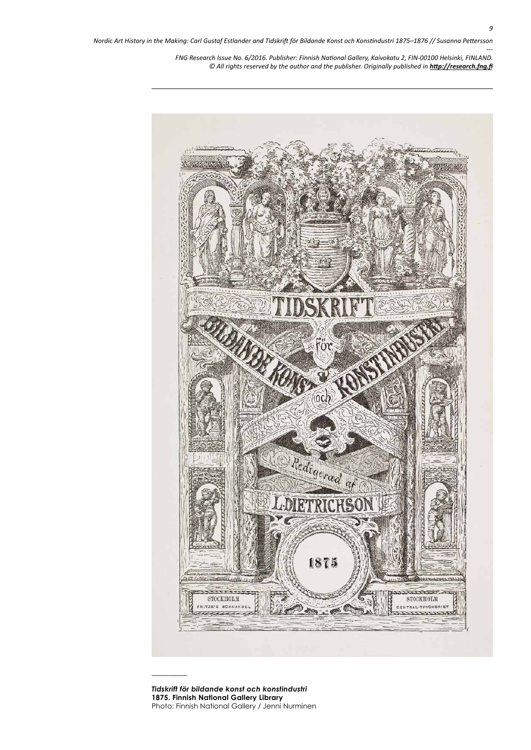*Tidskrift för bildande konst och konstindustri*
**1875. Finnish National Gallery Library**
Photo: Finnish National Gallery / Jenni Nurminen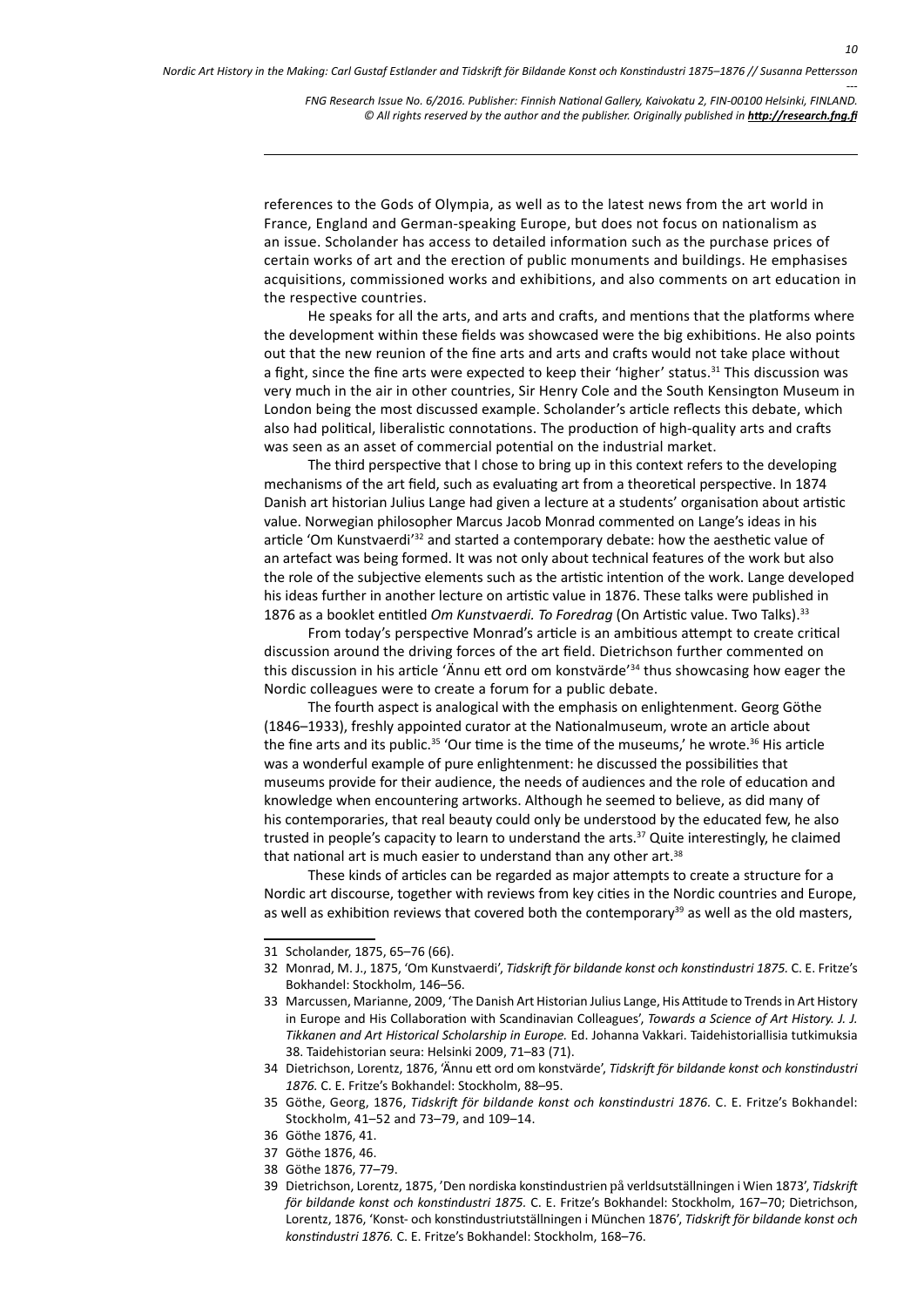references to the Gods of Olympia, as well as to the latest news from the art world in France, England and German-speaking Europe, but does not focus on nationalism as an issue. Scholander has access to detailed information such as the purchase prices of certain works of art and the erection of public monuments and buildings. He emphasises acquisitions, commissioned works and exhibitions, and also comments on art education in the respective countries.

He speaks for all the arts, and arts and crafts, and mentions that the platforms where the development within these fields was showcased were the big exhibitions. He also points out that the new reunion of the fine arts and arts and crafts would not take place without a fight, since the fine arts were expected to keep their 'higher' status.[31] This discussion was very much in the air in other countries, Sir Henry Cole and the South Kensington Museum in London being the most discussed example. Scholander's article reflects this debate, which also had political, liberalistic connotations. The production of high-quality arts and crafts was seen as an asset of commercial potential on the industrial market.

The third perspective that I chose to bring up in this context refers to the developing mechanisms of the art field, such as evaluating art from a theoretical perspective. In 1874 Danish art historian Julius Lange had given a lecture at a students' organisation about artistic value. Norwegian philosopher Marcus Jacob Monrad commented on Lange's ideas in his article 'Om Kunstvaerdi'[32] and started a contemporary debate: how the aesthetic value of an artefact was being formed. It was not only about technical features of the work but also the role of the subjective elements such as the artistic intention of the work. Lange developed his ideas further in another lecture on artistic value in 1876. These talks were published in 1876 as a booklet entitled *Om Kunstvaerdi. To Foredrag* (On Artistic value. Two Talks).[33]

From today's perspective Monrad's article is an ambitious attempt to create critical discussion around the driving forces of the art field. Dietrichson further commented on this discussion in his article 'Ännu ett ord om konstvärde'[34] thus showcasing how eager the Nordic colleagues were to create a forum for a public debate.

The fourth aspect is analogical with the emphasis on enlightenment. Georg Göthe (1846–1933), freshly appointed curator at the Nationalmuseum, wrote an article about the fine arts and its public.[35] 'Our time is the time of the museums,' he wrote.[36] His article was a wonderful example of pure enlightenment: he discussed the possibilities that museums provide for their audience, the needs of audiences and the role of education and knowledge when encountering artworks. Although he seemed to believe, as did many of his contemporaries, that real beauty could only be understood by the educated few, he also trusted in people's capacity to learn to understand the arts.[37] Quite interestingly, he claimed that national art is much easier to understand than any other art.[38]

These kinds of articles can be regarded as major attempts to create a structure for a Nordic art discourse, together with reviews from key cities in the Nordic countries and Europe, as well as exhibition reviews that covered both the contemporary[39] as well as the old masters,

---

31 Scholander, 1875, 65–76 (66).

32 Monrad, M. J., 1875, 'Om Kunstvaerdi', *Tidskrift för bildande konst och konstindustri 1875.* C. E. Fritze's Bokhandel: Stockholm, 146–56.

33 Marcussen, Marianne, 2009, 'The Danish Art Historian Julius Lange, His Attitude to Trends in Art History in Europe and His Collaboration with Scandinavian Colleagues', *Towards a Science of Art History. J. J. Tikkanen and Art Historical Scholarship in Europe.* Ed. Johanna Vakkari. Taidehistoriallisia tutkimuksia 38. Taidehistorian seura: Helsinki 2009, 71–83 (71).

34 Dietrichson, Lorentz, 1876, 'Ännu ett ord om konstvärde', *Tidskrift för bildande konst och konstindustri 1876.* C. E. Fritze's Bokhandel: Stockholm, 88–95.

35 Göthe, Georg, 1876, *Tidskrift för bildande konst och konstindustri 1876.* C. E. Fritze's Bokhandel: Stockholm, 41–52 and 73–79, and 109–14.

36 Göthe 1876, 41.

37 Göthe 1876, 46.

38 Göthe 1876, 77–79.

39 Dietrichson, Lorentz, 1875, 'Den nordiska konstindustrien på verldsutställningen i Wien 1873', *Tidskrift för bildande konst och konstindustri 1875.* C. E. Fritze's Bokhandel: Stockholm, 167–70; Dietrichson, Lorentz, 1876, 'Konst- och konstindustriutställningen i München 1876', *Tidskrift för bildande konst och konstindustri 1876.* C. E. Fritze's Bokhandel: Stockholm, 168–76.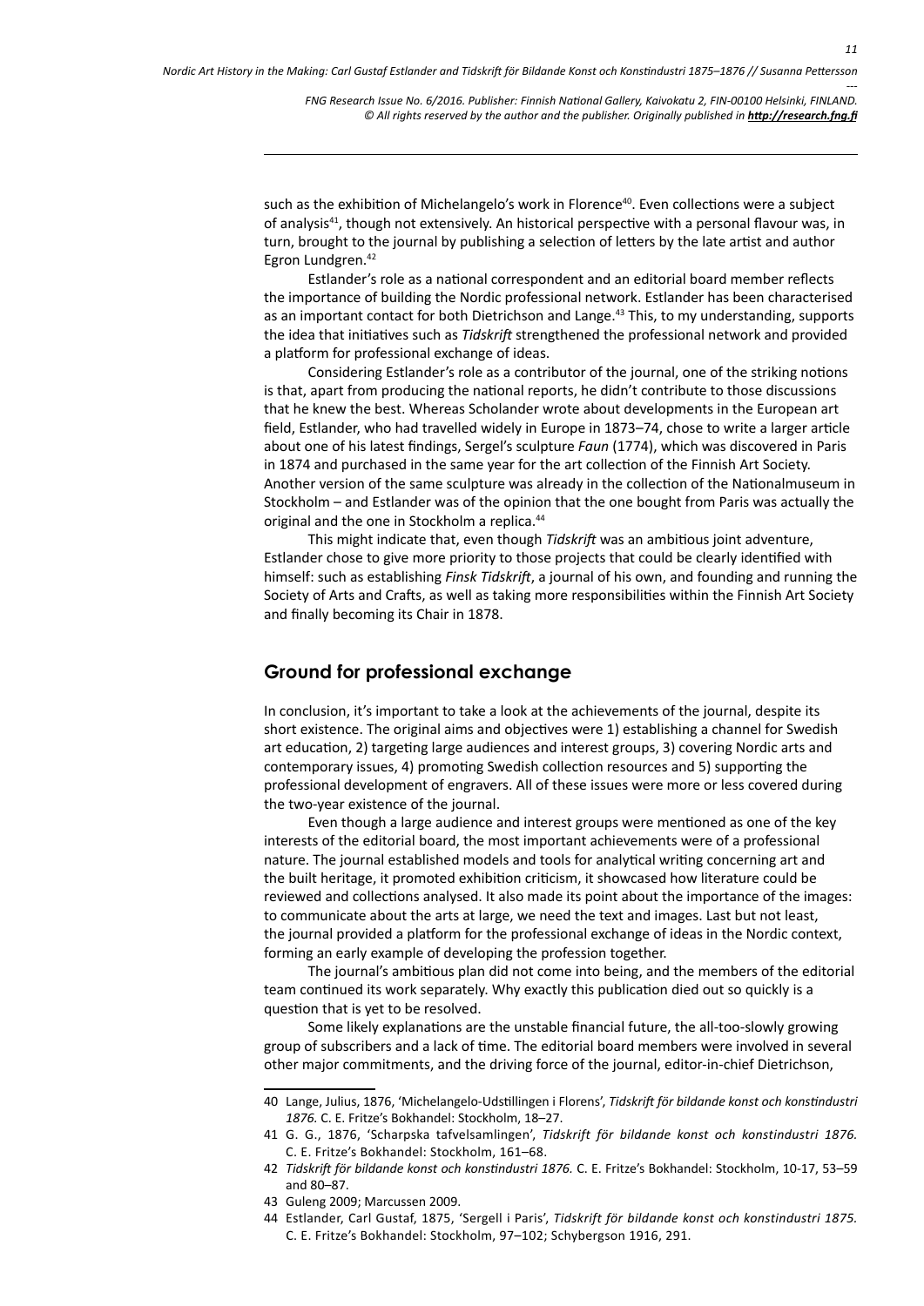such as the exhibition of Michelangelo's work in Florence[40]. Even collections were a subject of analysis[41], though not extensively. An historical perspective with a personal flavour was, in turn, brought to the journal by publishing a selection of letters by the late artist and author Egron Lundgren.[42]

Estlander's role as a national correspondent and an editorial board member reflects the importance of building the Nordic professional network. Estlander has been characterised as an important contact for both Dietrichson and Lange.[43] This, to my understanding, supports the idea that initiatives such as *Tidskrift* strengthened the professional network and provided a platform for professional exchange of ideas.

Considering Estlander's role as a contributor of the journal, one of the striking notions is that, apart from producing the national reports, he didn't contribute to those discussions that he knew the best. Whereas Scholander wrote about developments in the European art field, Estlander, who had travelled widely in Europe in 1873–74, chose to write a larger article about one of his latest findings, Sergel's sculpture *Faun* (1774), which was discovered in Paris in 1874 and purchased in the same year for the art collection of the Finnish Art Society. Another version of the same sculpture was already in the collection of the Nationalmuseum in Stockholm – and Estlander was of the opinion that the one bought from Paris was actually the original and the one in Stockholm a replica.[44]

This might indicate that, even though *Tidskrift* was an ambitious joint adventure, Estlander chose to give more priority to those projects that could be clearly identified with himself: such as establishing *Finsk Tidskrift*, a journal of his own, and founding and running the Society of Arts and Crafts, as well as taking more responsibilities within the Finnish Art Society and finally becoming its Chair in 1878.

## Ground for professional exchange

In conclusion, it's important to take a look at the achievements of the journal, despite its short existence. The original aims and objectives were 1) establishing a channel for Swedish art education, 2) targeting large audiences and interest groups, 3) covering Nordic arts and contemporary issues, 4) promoting Swedish collection resources and 5) supporting the professional development of engravers. All of these issues were more or less covered during the two-year existence of the journal.

Even though a large audience and interest groups were mentioned as one of the key interests of the editorial board, the most important achievements were of a professional nature. The journal established models and tools for analytical writing concerning art and the built heritage, it promoted exhibition criticism, it showcased how literature could be reviewed and collections analysed. It also made its point about the importance of the images: to communicate about the arts at large, we need the text and images. Last but not least, the journal provided a platform for the professional exchange of ideas in the Nordic context, forming an early example of developing the profession together.

The journal's ambitious plan did not come into being, and the members of the editorial team continued its work separately. Why exactly this publication died out so quickly is a question that is yet to be resolved.

Some likely explanations are the unstable financial future, the all-too-slowly growing group of subscribers and a lack of time. The editorial board members were involved in several other major commitments, and the driving force of the journal, editor-in-chief Dietrichson,

---

40 Lange, Julius, 1876, 'Michelangelo-Udstillingen i Florens', *Tidskrift för bildande konst och konstindustri 1876.* C. E. Fritze's Bokhandel: Stockholm, 18–27.

41 G. G., 1876, 'Scharpska tafvelsamlingen', *Tidskrift för bildande konst och konstindustri 1876.* C. E. Fritze's Bokhandel: Stockholm, 161–68.

42 *Tidskrift för bildande konst och konstindustri 1876.* C. E. Fritze's Bokhandel: Stockholm, 10-17, 53–59 and 80–87.

43 Guleng 2009; Marcussen 2009.

44 Estlander, Carl Gustaf, 1875, 'Sergell i Paris', *Tidskrift för bildande konst och konstindustri 1875.* C. E. Fritze's Bokhandel: Stockholm, 97–102; Schybergson 1916, 291.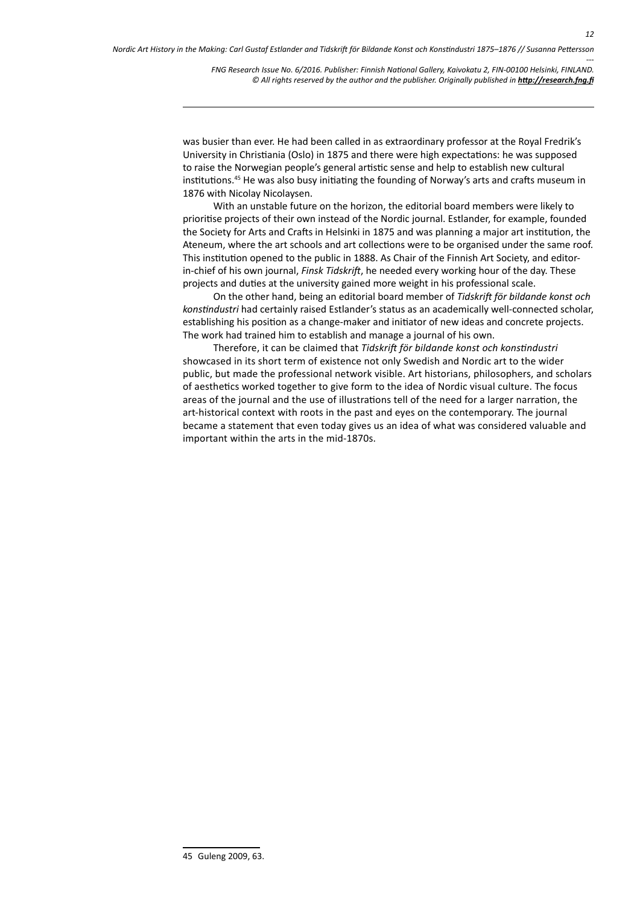was busier than ever. He had been called in as extraordinary professor at the Royal Fredrik's University in Christiania (Oslo) in 1875 and there were high expectations: he was supposed to raise the Norwegian people's general artistic sense and help to establish new cultural institutions.[45] He was also busy initiating the founding of Norway's arts and crafts museum in 1876 with Nicolay Nicolaysen.

With an unstable future on the horizon, the editorial board members were likely to prioritise projects of their own instead of the Nordic journal. Estlander, for example, founded the Society for Arts and Crafts in Helsinki in 1875 and was planning a major art institution, the Ateneum, where the art schools and art collections were to be organised under the same roof. This institution opened to the public in 1888. As Chair of the Finnish Art Society, and editor-in-chief of his own journal, *Finsk Tidskrift*, he needed every working hour of the day. These projects and duties at the university gained more weight in his professional scale.

On the other hand, being an editorial board member of *Tidskrift för bildande konst och konstindustri* had certainly raised Estlander's status as an academically well-connected scholar, establishing his position as a change-maker and initiator of new ideas and concrete projects. The work had trained him to establish and manage a journal of his own.

Therefore, it can be claimed that *Tidskrift för bildande konst och konstindustri* showcased in its short term of existence not only Swedish and Nordic art to the wider public, but made the professional network visible. Art historians, philosophers, and scholars of aesthetics worked together to give form to the idea of Nordic visual culture. The focus areas of the journal and the use of illustrations tell of the need for a larger narration, the art-historical context with roots in the past and eyes on the contemporary. The journal became a statement that even today gives us an idea of what was considered valuable and important within the arts in the mid-1870s.

---

45 Guleng 2009, 63.